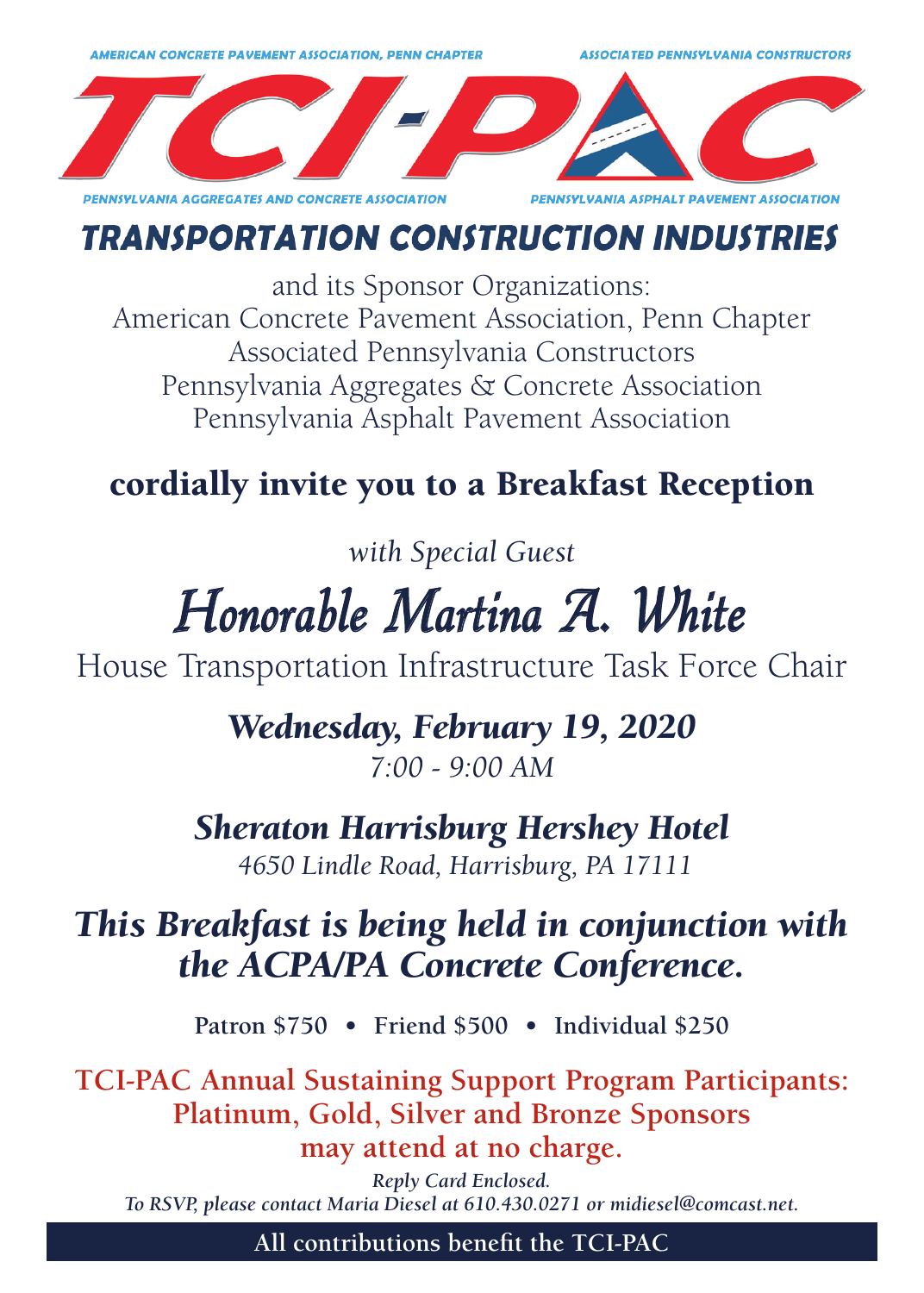AMERICAN CONCRETE PAVEMENT ASSOCIATION, PENN CHAPTER

ASSOCIATED PENNSYLVANIA CONSTRUCTORS

# TCI-PAC

PENNSYLVANIA AGGREGATES AND CONCRETE ASSOCIATION

PENNSYLVANIA ASPHALT PAVEMENT ASSOCIATION

## TRANSPORTATION CONSTRUCTION INDUSTRIES

and its Sponsor Organizations:
American Concrete Pavement Association, Penn Chapter
Associated Pennsylvania Constructors
Pennsylvania Aggregates & Concrete Association
Pennsylvania Asphalt Pavement Association

**cordially invite you to a Breakfast Reception**

*with Special Guest*

## Honorable Martina A. White

House Transportation Infrastructure Task Force Chair

***Wednesday, February 19, 2020***

*7:00 - 9:00 AM*

***Sheraton Harrisburg Hershey Hotel***

*4650 Lindle Road, Harrisburg, PA 17111*

***This Breakfast is being held in conjunction with the ACPA/PA Concrete Conference.***

**Patron $750 • Friend $500 • Individual $250**

**TCI-PAC Annual Sustaining Support Program Participants: Platinum, Gold, Silver and Bronze Sponsors may attend at no charge.**

***Reply Card Enclosed.***

***To RSVP, please contact Maria Diesel at 610.430.0271 or midiesel@comcast.net.***

**All contributions benefit the TCI-PAC**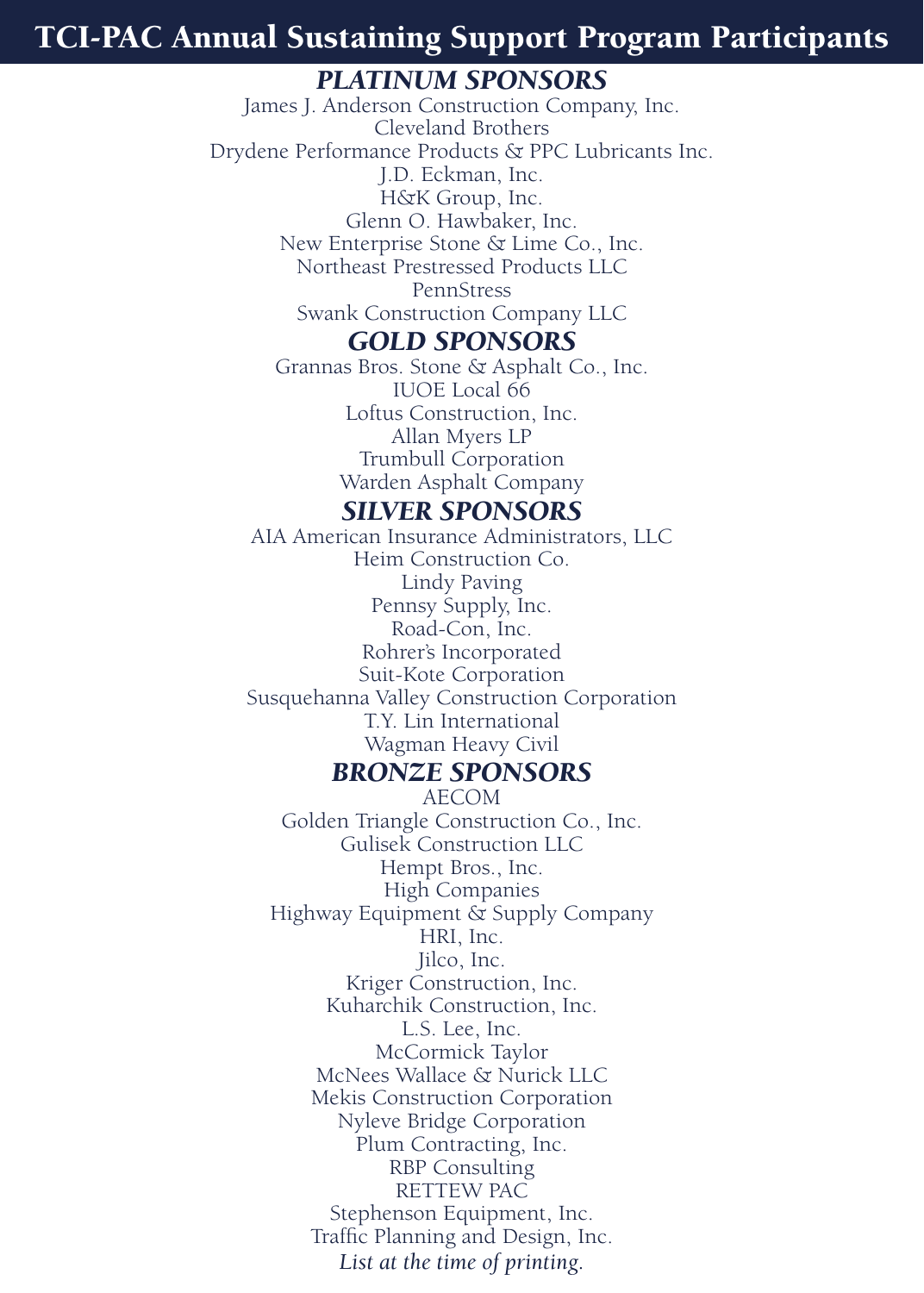# TCI-PAC Annual Sustaining Support Program Participants

## *PLATINUM SPONSORS*

James J. Anderson Construction Company, Inc.
Cleveland Brothers
Drydene Performance Products & PPC Lubricants Inc.
J.D. Eckman, Inc.
H&K Group, Inc.
Glenn O. Hawbaker, Inc.
New Enterprise Stone & Lime Co., Inc.
Northeast Prestressed Products LLC
PennStress
Swank Construction Company LLC

## *GOLD SPONSORS*

Grannas Bros. Stone & Asphalt Co., Inc.
IUOE Local 66
Loftus Construction, Inc.
Allan Myers LP
Trumbull Corporation
Warden Asphalt Company

## *SILVER SPONSORS*

AIA American Insurance Administrators, LLC
Heim Construction Co.
Lindy Paving
Pennsy Supply, Inc.
Road-Con, Inc.
Rohrer's Incorporated
Suit-Kote Corporation
Susquehanna Valley Construction Corporation
T.Y. Lin International
Wagman Heavy Civil

## *BRONZE SPONSORS*

AECOM
Golden Triangle Construction Co., Inc.
Gulisek Construction LLC
Hempt Bros., Inc.
High Companies
Highway Equipment & Supply Company
HRI, Inc.
Jilco, Inc.
Kriger Construction, Inc.
Kuharchik Construction, Inc.
L.S. Lee, Inc.
McCormick Taylor
McNees Wallace & Nurick LLC
Mekis Construction Corporation
Nyleve Bridge Corporation
Plum Contracting, Inc.
RBP Consulting
RETTEW PAC
Stephenson Equipment, Inc.
Traffic Planning and Design, Inc.

*List at the time of printing.*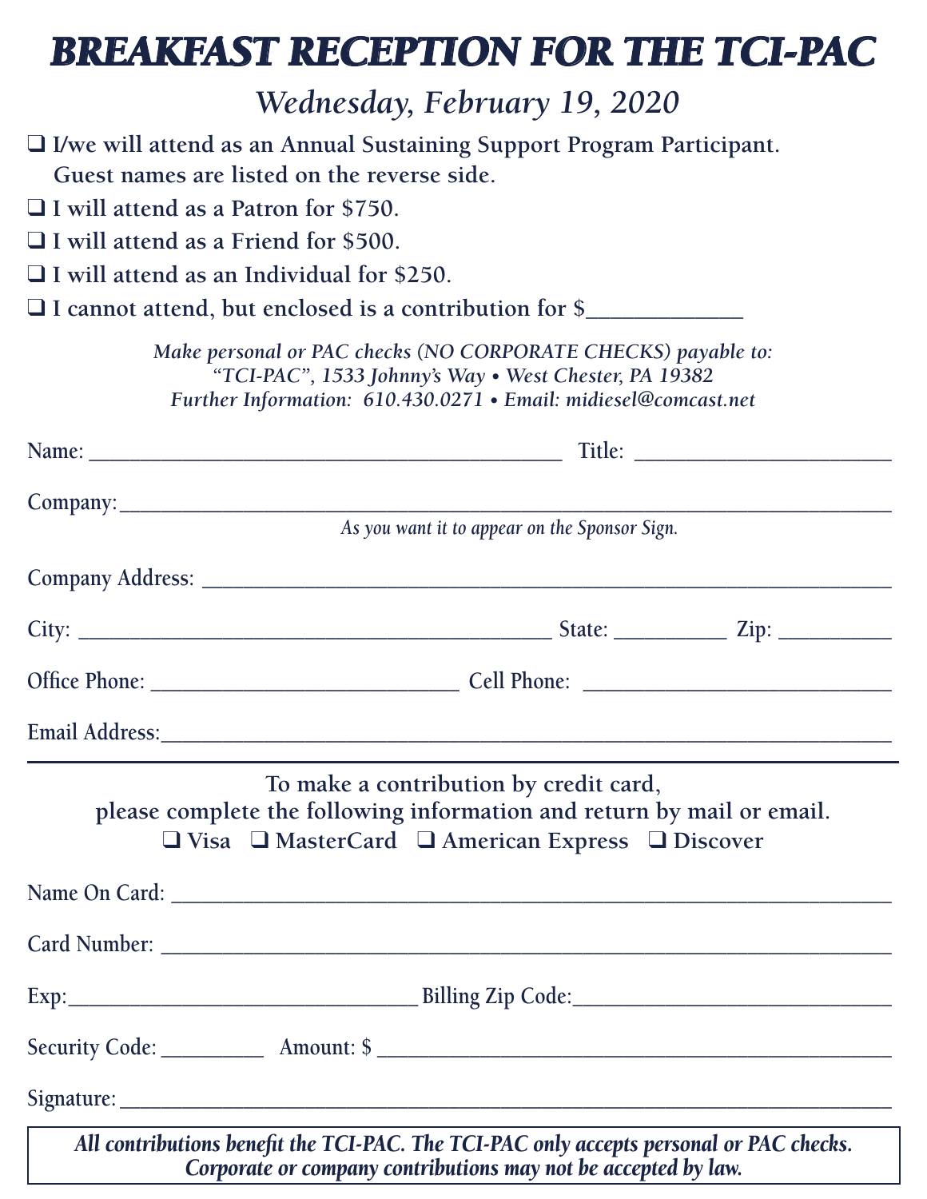# BREAKFAST RECEPTION FOR THE TCI-PAC

## *Wednesday, February 19, 2020*

❑ I/we will attend as an Annual Sustaining Support Program Participant. Guest names are listed on the reverse side.

❑ I will attend as a Patron for $750.

❑ I will attend as a Friend for $500.

❑ I will attend as an Individual for $250.

❑ I cannot attend, but enclosed is a contribution for $_____________

*Make personal or PAC checks (NO CORPORATE CHECKS) payable to:*
*"TCI-PAC", 1533 Johnny's Way • West Chester, PA 19382*
*Further Information: 610.430.0271 • Email: midiesel@comcast.net*

Name: ____________________________________________ Title: ________________________

Company:_____________________________________________________________________

*As you want it to appear on the Sponsor Sign.*

Company Address: _______________________________________________________________

City: _____________________________________________ State: __________ Zip: __________

Office Phone: ____________________________ Cell Phone: ____________________________

Email Address:_____________________________________________________________________

---

To make a contribution by credit card,
please complete the following information and return by mail or email.

❑ Visa ❑ MasterCard ❑ American Express ❑ Discover

Name On Card: ___________________________________________________________________

Card Number: ____________________________________________________________________

Exp:________________________________ Billing Zip Code:_____________________________

Security Code: _________ Amount: $ _______________________________________________

Signature:_______________________________________________________________________

***All contributions benefit the TCI-PAC. The TCI-PAC only accepts personal or PAC checks. Corporate or company contributions may not be accepted by law.***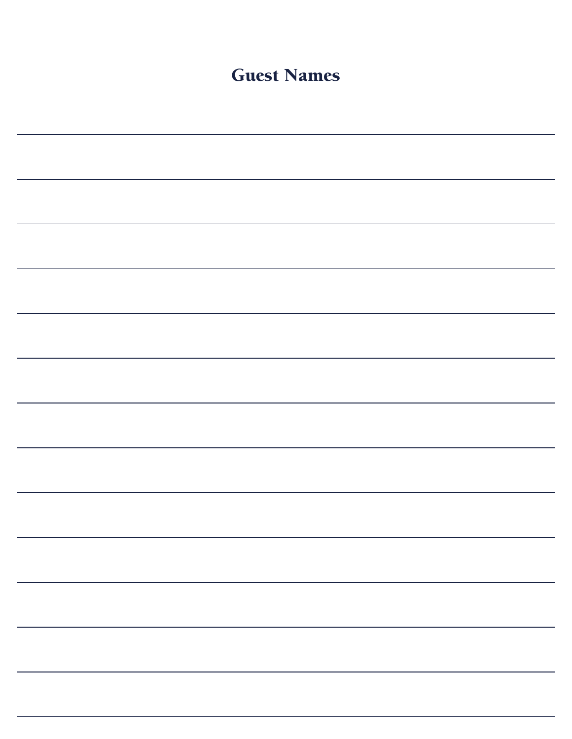# Guest Names